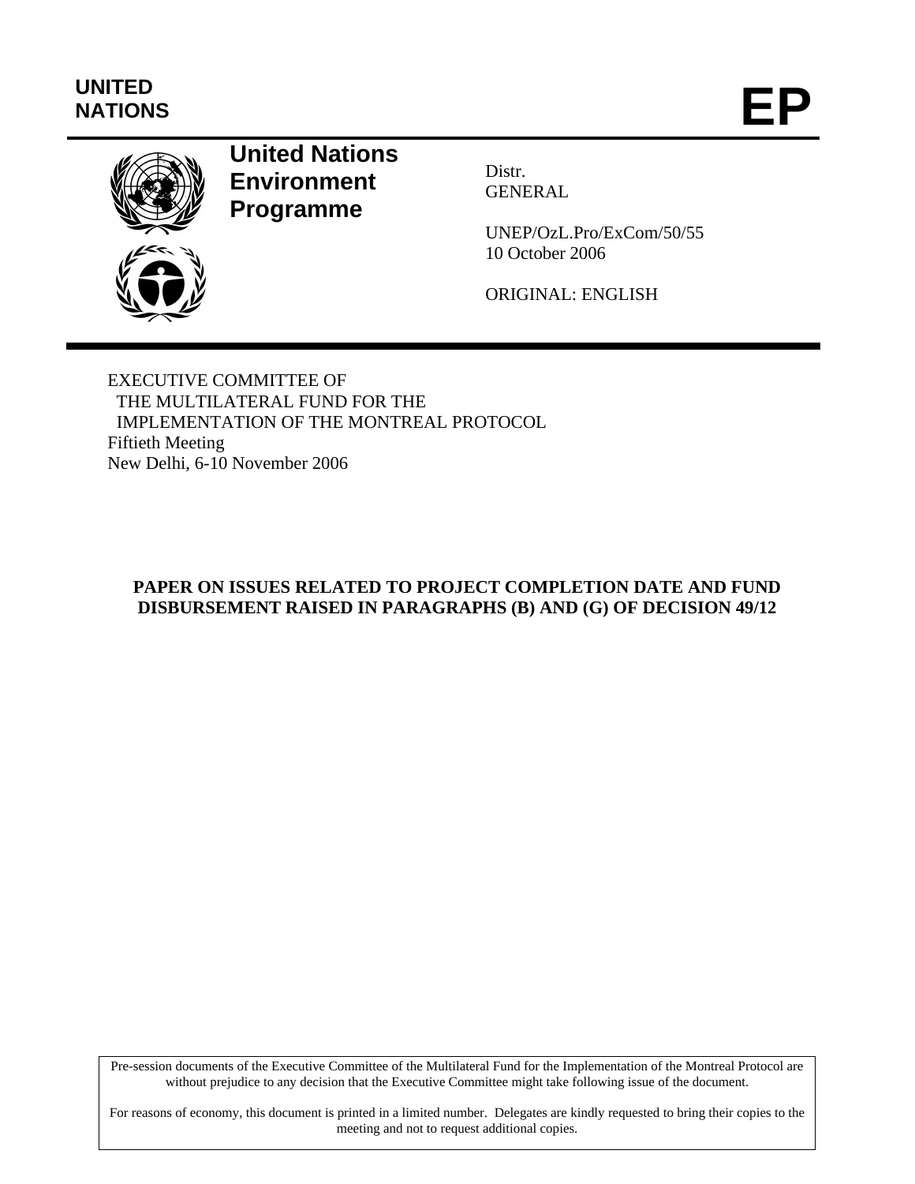UNITED NATIONS

# EP

**United Nations Environment Programme**

Distr.
GENERAL

UNEP/OzL.Pro/ExCom/50/55
10 October 2006

ORIGINAL: ENGLISH

EXECUTIVE COMMITTEE OF
THE MULTILATERAL FUND FOR THE
IMPLEMENTATION OF THE MONTREAL PROTOCOL
Fiftieth Meeting
New Delhi, 6-10 November 2006

## PAPER ON ISSUES RELATED TO PROJECT COMPLETION DATE AND FUND DISBURSEMENT RAISED IN PARAGRAPHS (B) AND (G) OF DECISION 49/12

Pre-session documents of the Executive Committee of the Multilateral Fund for the Implementation of the Montreal Protocol are without prejudice to any decision that the Executive Committee might take following issue of the document.

For reasons of economy, this document is printed in a limited number. Delegates are kindly requested to bring their copies to the meeting and not to request additional copies.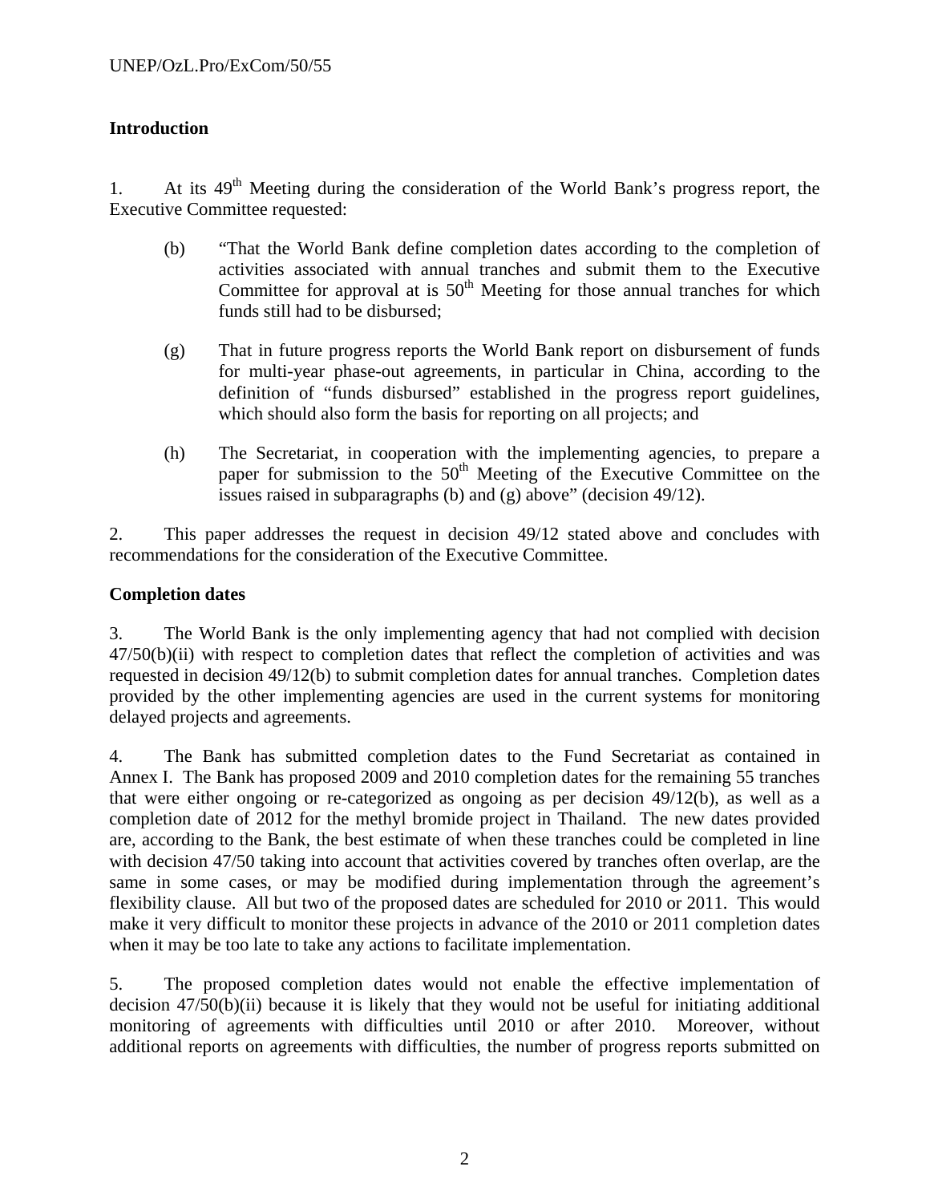## Introduction

1. At its 49th Meeting during the consideration of the World Bank's progress report, the Executive Committee requested:

   (b) "That the World Bank define completion dates according to the completion of activities associated with annual tranches and submit them to the Executive Committee for approval at is 50th Meeting for those annual tranches for which funds still had to be disbursed;

   (g) That in future progress reports the World Bank report on disbursement of funds for multi-year phase-out agreements, in particular in China, according to the definition of "funds disbursed" established in the progress report guidelines, which should also form the basis for reporting on all projects; and

   (h) The Secretariat, in cooperation with the implementing agencies, to prepare a paper for submission to the 50th Meeting of the Executive Committee on the issues raised in subparagraphs (b) and (g) above" (decision 49/12).

2. This paper addresses the request in decision 49/12 stated above and concludes with recommendations for the consideration of the Executive Committee.

## Completion dates

3. The World Bank is the only implementing agency that had not complied with decision 47/50(b)(ii) with respect to completion dates that reflect the completion of activities and was requested in decision 49/12(b) to submit completion dates for annual tranches. Completion dates provided by the other implementing agencies are used in the current systems for monitoring delayed projects and agreements.

4. The Bank has submitted completion dates to the Fund Secretariat as contained in Annex I. The Bank has proposed 2009 and 2010 completion dates for the remaining 55 tranches that were either ongoing or re-categorized as ongoing as per decision 49/12(b), as well as a completion date of 2012 for the methyl bromide project in Thailand. The new dates provided are, according to the Bank, the best estimate of when these tranches could be completed in line with decision 47/50 taking into account that activities covered by tranches often overlap, are the same in some cases, or may be modified during implementation through the agreement's flexibility clause. All but two of the proposed dates are scheduled for 2010 or 2011. This would make it very difficult to monitor these projects in advance of the 2010 or 2011 completion dates when it may be too late to take any actions to facilitate implementation.

5. The proposed completion dates would not enable the effective implementation of decision 47/50(b)(ii) because it is likely that they would not be useful for initiating additional monitoring of agreements with difficulties until 2010 or after 2010. Moreover, without additional reports on agreements with difficulties, the number of progress reports submitted on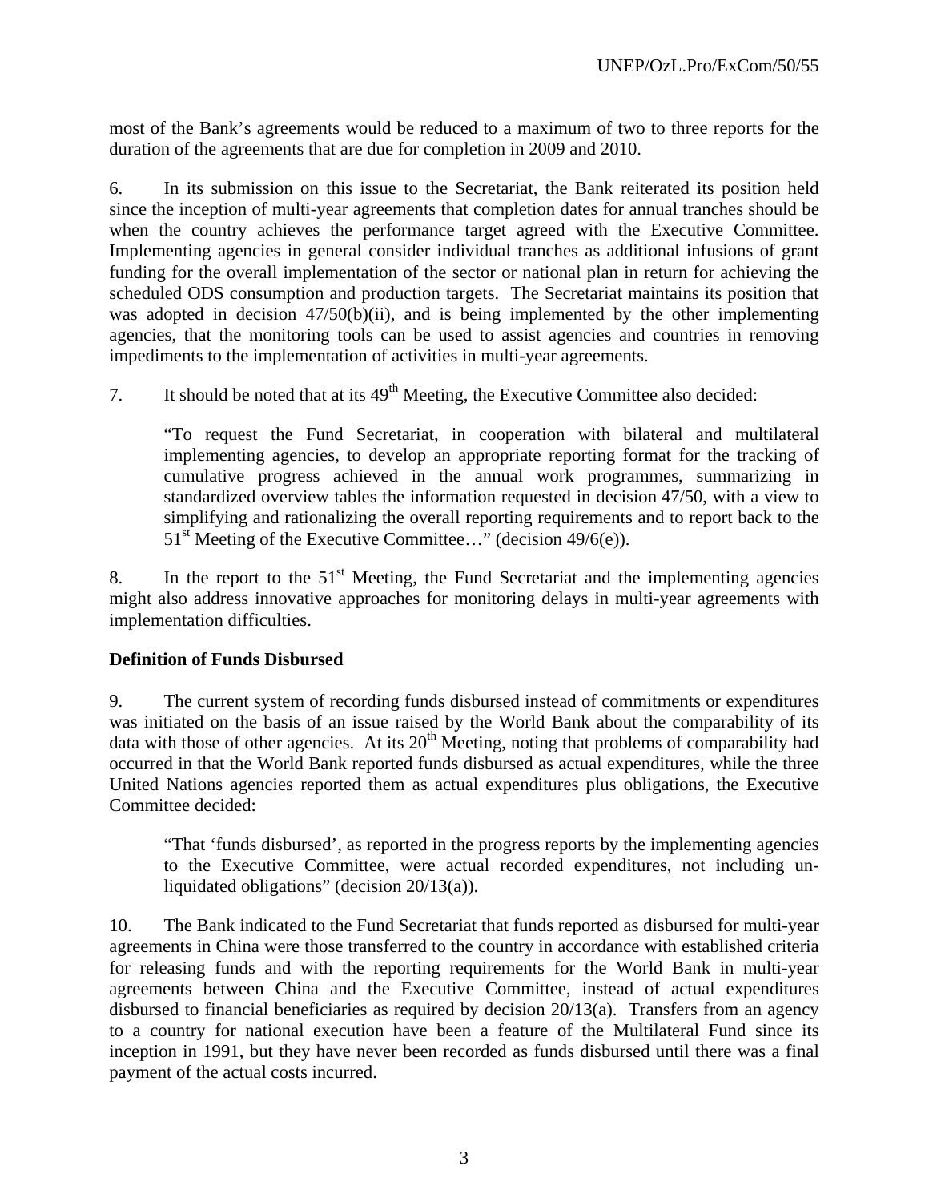most of the Bank's agreements would be reduced to a maximum of two to three reports for the duration of the agreements that are due for completion in 2009 and 2010.

6. In its submission on this issue to the Secretariat, the Bank reiterated its position held since the inception of multi-year agreements that completion dates for annual tranches should be when the country achieves the performance target agreed with the Executive Committee. Implementing agencies in general consider individual tranches as additional infusions of grant funding for the overall implementation of the sector or national plan in return for achieving the scheduled ODS consumption and production targets. The Secretariat maintains its position that was adopted in decision 47/50(b)(ii), and is being implemented by the other implementing agencies, that the monitoring tools can be used to assist agencies and countries in removing impediments to the implementation of activities in multi-year agreements.

7. It should be noted that at its 49th Meeting, the Executive Committee also decided:

> "To request the Fund Secretariat, in cooperation with bilateral and multilateral implementing agencies, to develop an appropriate reporting format for the tracking of cumulative progress achieved in the annual work programmes, summarizing in standardized overview tables the information requested in decision 47/50, with a view to simplifying and rationalizing the overall reporting requirements and to report back to the 51st Meeting of the Executive Committee…" (decision 49/6(e)).

8. In the report to the 51st Meeting, the Fund Secretariat and the implementing agencies might also address innovative approaches for monitoring delays in multi-year agreements with implementation difficulties.

**Definition of Funds Disbursed**

9. The current system of recording funds disbursed instead of commitments or expenditures was initiated on the basis of an issue raised by the World Bank about the comparability of its data with those of other agencies. At its 20th Meeting, noting that problems of comparability had occurred in that the World Bank reported funds disbursed as actual expenditures, while the three United Nations agencies reported them as actual expenditures plus obligations, the Executive Committee decided:

> "That 'funds disbursed', as reported in the progress reports by the implementing agencies to the Executive Committee, were actual recorded expenditures, not including un-liquidated obligations" (decision 20/13(a)).

10. The Bank indicated to the Fund Secretariat that funds reported as disbursed for multi-year agreements in China were those transferred to the country in accordance with established criteria for releasing funds and with the reporting requirements for the World Bank in multi-year agreements between China and the Executive Committee, instead of actual expenditures disbursed to financial beneficiaries as required by decision 20/13(a). Transfers from an agency to a country for national execution have been a feature of the Multilateral Fund since its inception in 1991, but they have never been recorded as funds disbursed until there was a final payment of the actual costs incurred.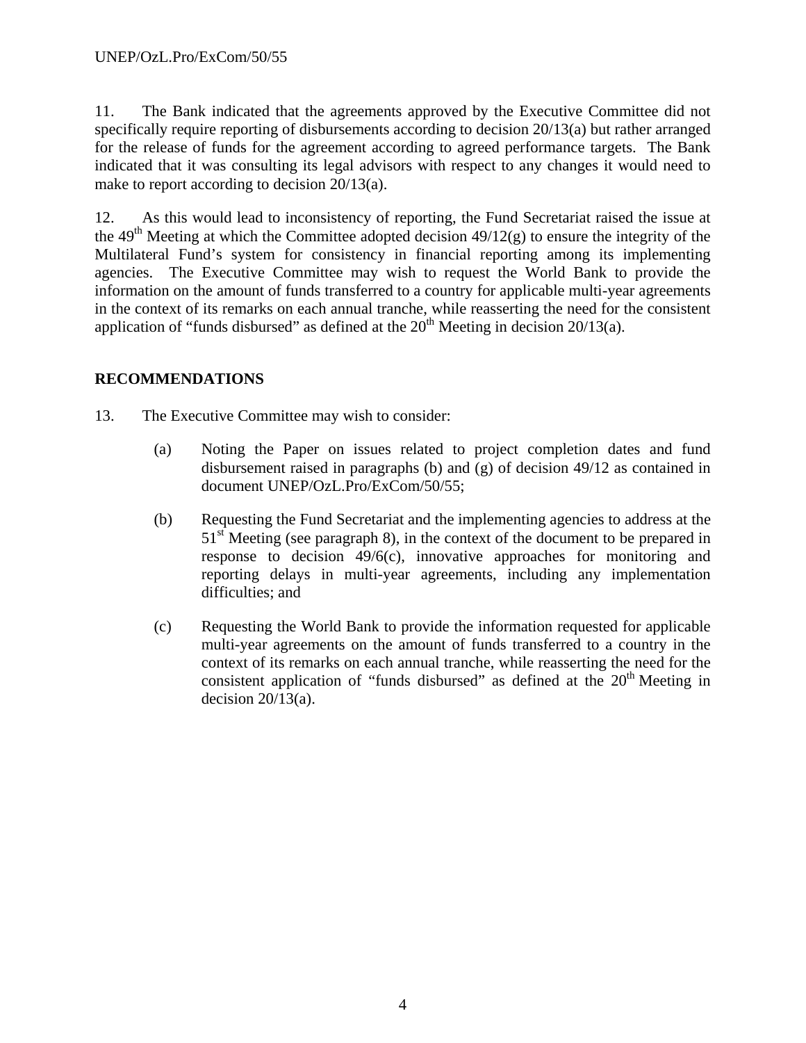11. The Bank indicated that the agreements approved by the Executive Committee did not specifically require reporting of disbursements according to decision 20/13(a) but rather arranged for the release of funds for the agreement according to agreed performance targets. The Bank indicated that it was consulting its legal advisors with respect to any changes it would need to make to report according to decision 20/13(a).

12. As this would lead to inconsistency of reporting, the Fund Secretariat raised the issue at the 49th Meeting at which the Committee adopted decision 49/12(g) to ensure the integrity of the Multilateral Fund's system for consistency in financial reporting among its implementing agencies. The Executive Committee may wish to request the World Bank to provide the information on the amount of funds transferred to a country for applicable multi-year agreements in the context of its remarks on each annual tranche, while reasserting the need for the consistent application of "funds disbursed" as defined at the 20th Meeting in decision 20/13(a).

## RECOMMENDATIONS

13. The Executive Committee may wish to consider:

(a) Noting the Paper on issues related to project completion dates and fund disbursement raised in paragraphs (b) and (g) of decision 49/12 as contained in document UNEP/OzL.Pro/ExCom/50/55;

(b) Requesting the Fund Secretariat and the implementing agencies to address at the 51st Meeting (see paragraph 8), in the context of the document to be prepared in response to decision 49/6(c), innovative approaches for monitoring and reporting delays in multi-year agreements, including any implementation difficulties; and

(c) Requesting the World Bank to provide the information requested for applicable multi-year agreements on the amount of funds transferred to a country in the context of its remarks on each annual tranche, while reasserting the need for the consistent application of "funds disbursed" as defined at the 20th Meeting in decision 20/13(a).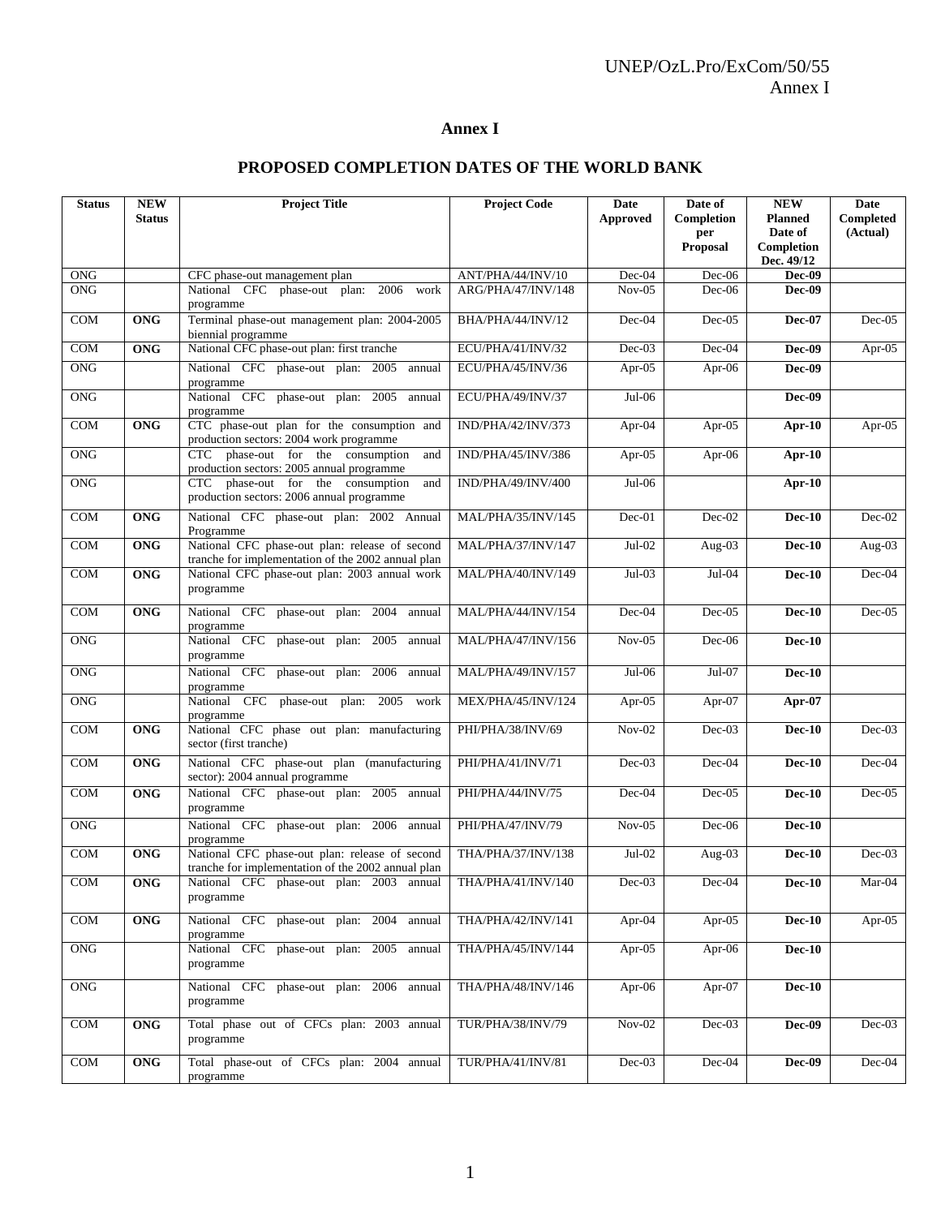# Annex I

## PROPOSED COMPLETION DATES OF THE WORLD BANK

| Status | NEW Status | Project Title | Project Code | Date Approved | Date of Completion per Proposal | NEW Planned Date of Completion Dec. 49/12 | Date Completed (Actual) |
|---|---|---|---|---|---|---|---|
| ONG | | CFC phase-out management plan | ANT/PHA/44/INV/10 | Dec-04 | Dec-06 | **Dec-09** | |
| ONG | | National CFC phase-out plan: 2006 work programme | ARG/PHA/47/INV/148 | Nov-05 | Dec-06 | **Dec-09** | |
| COM | **ONG** | Terminal phase-out management plan: 2004-2005 biennial programme | BHA/PHA/44/INV/12 | Dec-04 | Dec-05 | **Dec-07** | Dec-05 |
| COM | **ONG** | National CFC phase-out plan: first tranche | ECU/PHA/41/INV/32 | Dec-03 | Dec-04 | **Dec-09** | Apr-05 |
| ONG | | National CFC phase-out plan: 2005 annual programme | ECU/PHA/45/INV/36 | Apr-05 | Apr-06 | **Dec-09** | |
| ONG | | National CFC phase-out plan: 2005 annual programme | ECU/PHA/49/INV/37 | Jul-06 | | **Dec-09** | |
| COM | **ONG** | CTC phase-out plan for the consumption and production sectors: 2004 work programme | IND/PHA/42/INV/373 | Apr-04 | Apr-05 | **Apr-10** | Apr-05 |
| ONG | | CTC phase-out for the consumption and production sectors: 2005 annual programme | IND/PHA/45/INV/386 | Apr-05 | Apr-06 | **Apr-10** | |
| ONG | | CTC phase-out for the consumption and production sectors: 2006 annual programme | IND/PHA/49/INV/400 | Jul-06 | | **Apr-10** | |
| COM | **ONG** | National CFC phase-out plan: 2002 Annual Programme | MAL/PHA/35/INV/145 | Dec-01 | Dec-02 | **Dec-10** | Dec-02 |
| COM | **ONG** | National CFC phase-out plan: release of second tranche for implementation of the 2002 annual plan | MAL/PHA/37/INV/147 | Jul-02 | Aug-03 | **Dec-10** | Aug-03 |
| COM | **ONG** | National CFC phase-out plan: 2003 annual work programme | MAL/PHA/40/INV/149 | Jul-03 | Jul-04 | **Dec-10** | Dec-04 |
| COM | **ONG** | National CFC phase-out plan: 2004 annual programme | MAL/PHA/44/INV/154 | Dec-04 | Dec-05 | **Dec-10** | Dec-05 |
| ONG | | National CFC phase-out plan: 2005 annual programme | MAL/PHA/47/INV/156 | Nov-05 | Dec-06 | **Dec-10** | |
| ONG | | National CFC phase-out plan: 2006 annual programme | MAL/PHA/49/INV/157 | Jul-06 | Jul-07 | **Dec-10** | |
| ONG | | National CFC phase-out plan: 2005 work programme | MEX/PHA/45/INV/124 | Apr-05 | Apr-07 | **Apr-07** | |
| COM | **ONG** | National CFC phase out plan: manufacturing sector (first tranche) | PHI/PHA/38/INV/69 | Nov-02 | Dec-03 | **Dec-10** | Dec-03 |
| COM | **ONG** | National CFC phase-out plan (manufacturing sector): 2004 annual programme | PHI/PHA/41/INV/71 | Dec-03 | Dec-04 | **Dec-10** | Dec-04 |
| COM | **ONG** | National CFC phase-out plan: 2005 annual programme | PHI/PHA/44/INV/75 | Dec-04 | Dec-05 | **Dec-10** | Dec-05 |
| ONG | | National CFC phase-out plan: 2006 annual programme | PHI/PHA/47/INV/79 | Nov-05 | Dec-06 | **Dec-10** | |
| COM | **ONG** | National CFC phase-out plan: release of second tranche for implementation of the 2002 annual plan | THA/PHA/37/INV/138 | Jul-02 | Aug-03 | **Dec-10** | Dec-03 |
| COM | **ONG** | National CFC phase-out plan: 2003 annual programme | THA/PHA/41/INV/140 | Dec-03 | Dec-04 | **Dec-10** | Mar-04 |
| COM | **ONG** | National CFC phase-out plan: 2004 annual programme | THA/PHA/42/INV/141 | Apr-04 | Apr-05 | **Dec-10** | Apr-05 |
| ONG | | National CFC phase-out plan: 2005 annual programme | THA/PHA/45/INV/144 | Apr-05 | Apr-06 | **Dec-10** | |
| ONG | | National CFC phase-out plan: 2006 annual programme | THA/PHA/48/INV/146 | Apr-06 | Apr-07 | **Dec-10** | |
| COM | **ONG** | Total phase out of CFCs plan: 2003 annual programme | TUR/PHA/38/INV/79 | Nov-02 | Dec-03 | **Dec-09** | Dec-03 |
| COM | **ONG** | Total phase-out of CFCs plan: 2004 annual programme | TUR/PHA/41/INV/81 | Dec-03 | Dec-04 | **Dec-09** | Dec-04 |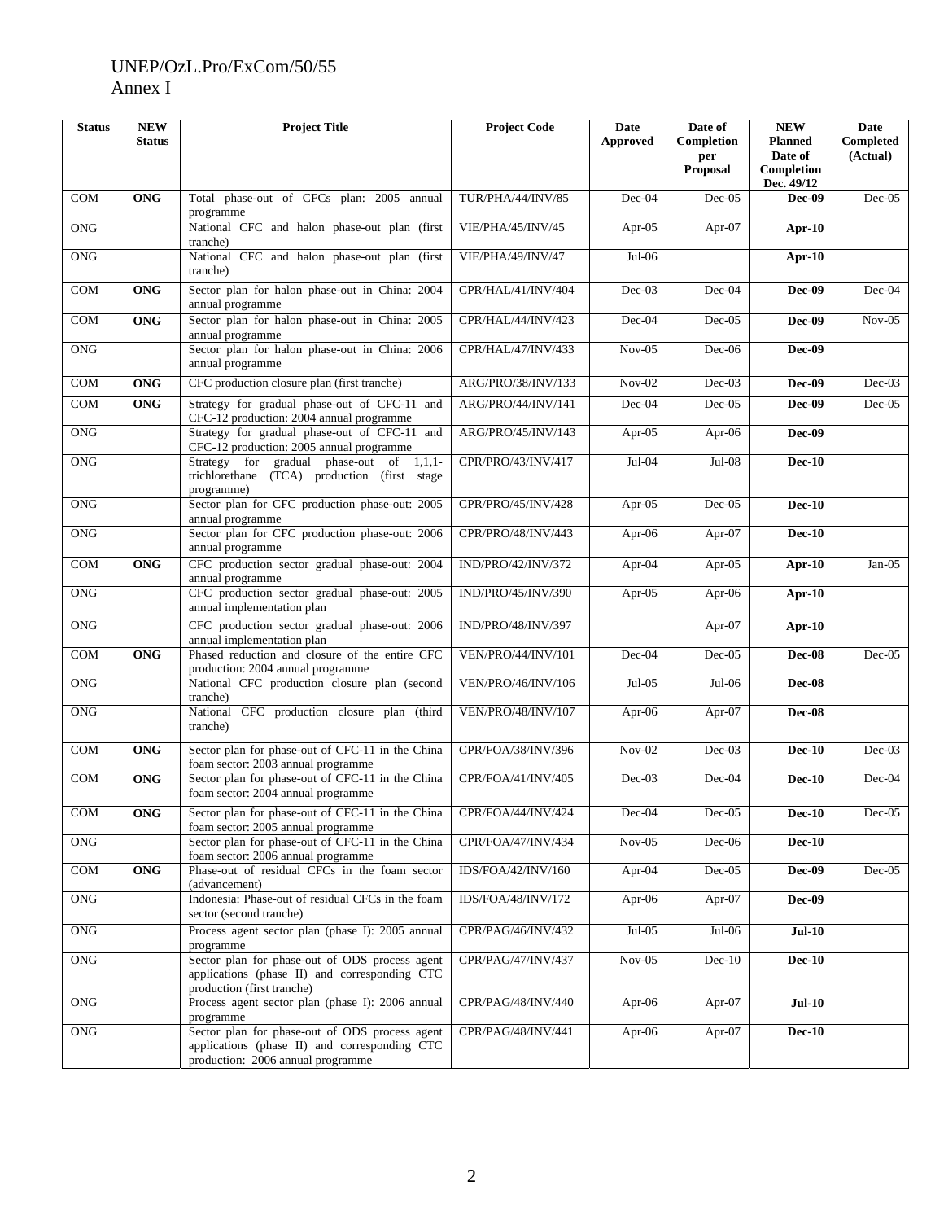| Status | NEW Status | Project Title | Project Code | Date Approved | Date of Completion per Proposal | NEW Planned Date of Completion Dec. 49/12 | Date Completed (Actual) |
|---|---|---|---|---|---|---|---|
| COM | **ONG** | Total phase-out of CFCs plan: 2005 annual programme | TUR/PHA/44/INV/85 | Dec-04 | Dec-05 | **Dec-09** | Dec-05 |
| ONG | | National CFC and halon phase-out plan (first tranche) | VIE/PHA/45/INV/45 | Apr-05 | Apr-07 | **Apr-10** | |
| ONG | | National CFC and halon phase-out plan (first tranche) | VIE/PHA/49/INV/47 | Jul-06 | | **Apr-10** | |
| COM | **ONG** | Sector plan for halon phase-out in China: 2004 annual programme | CPR/HAL/41/INV/404 | Dec-03 | Dec-04 | **Dec-09** | Dec-04 |
| COM | **ONG** | Sector plan for halon phase-out in China: 2005 annual programme | CPR/HAL/44/INV/423 | Dec-04 | Dec-05 | **Dec-09** | Nov-05 |
| ONG | | Sector plan for halon phase-out in China: 2006 annual programme | CPR/HAL/47/INV/433 | Nov-05 | Dec-06 | **Dec-09** | |
| COM | **ONG** | CFC production closure plan (first tranche) | ARG/PRO/38/INV/133 | Nov-02 | Dec-03 | **Dec-09** | Dec-03 |
| COM | **ONG** | Strategy for gradual phase-out of CFC-11 and CFC-12 production: 2004 annual programme | ARG/PRO/44/INV/141 | Dec-04 | Dec-05 | **Dec-09** | Dec-05 |
| ONG | | Strategy for gradual phase-out of CFC-11 and CFC-12 production: 2005 annual programme | ARG/PRO/45/INV/143 | Apr-05 | Apr-06 | **Dec-09** | |
| ONG | | Strategy for gradual phase-out of 1,1,1-trichlorethane (TCA) production (first stage programme) | CPR/PRO/43/INV/417 | Jul-04 | Jul-08 | **Dec-10** | |
| ONG | | Sector plan for CFC production phase-out: 2005 annual programme | CPR/PRO/45/INV/428 | Apr-05 | Dec-05 | **Dec-10** | |
| ONG | | Sector plan for CFC production phase-out: 2006 annual programme | CPR/PRO/48/INV/443 | Apr-06 | Apr-07 | **Dec-10** | |
| COM | **ONG** | CFC production sector gradual phase-out: 2004 annual programme | IND/PRO/42/INV/372 | Apr-04 | Apr-05 | **Apr-10** | Jan-05 |
| ONG | | CFC production sector gradual phase-out: 2005 annual implementation plan | IND/PRO/45/INV/390 | Apr-05 | Apr-06 | **Apr-10** | |
| ONG | | CFC production sector gradual phase-out: 2006 annual implementation plan | IND/PRO/48/INV/397 | | Apr-07 | **Apr-10** | |
| COM | **ONG** | Phased reduction and closure of the entire CFC production: 2004 annual programme | VEN/PRO/44/INV/101 | Dec-04 | Dec-05 | **Dec-08** | Dec-05 |
| ONG | | National CFC production closure plan (second tranche) | VEN/PRO/46/INV/106 | Jul-05 | Jul-06 | **Dec-08** | |
| ONG | | National CFC production closure plan (third tranche) | VEN/PRO/48/INV/107 | Apr-06 | Apr-07 | **Dec-08** | |
| COM | **ONG** | Sector plan for phase-out of CFC-11 in the China foam sector: 2003 annual programme | CPR/FOA/38/INV/396 | Nov-02 | Dec-03 | **Dec-10** | Dec-03 |
| COM | **ONG** | Sector plan for phase-out of CFC-11 in the China foam sector: 2004 annual programme | CPR/FOA/41/INV/405 | Dec-03 | Dec-04 | **Dec-10** | Dec-04 |
| COM | **ONG** | Sector plan for phase-out of CFC-11 in the China foam sector: 2005 annual programme | CPR/FOA/44/INV/424 | Dec-04 | Dec-05 | **Dec-10** | Dec-05 |
| ONG | | Sector plan for phase-out of CFC-11 in the China foam sector: 2006 annual programme | CPR/FOA/47/INV/434 | Nov-05 | Dec-06 | **Dec-10** | |
| COM | **ONG** | Phase-out of residual CFCs in the foam sector (advancement) | IDS/FOA/42/INV/160 | Apr-04 | Dec-05 | **Dec-09** | Dec-05 |
| ONG | | Indonesia: Phase-out of residual CFCs in the foam sector (second tranche) | IDS/FOA/48/INV/172 | Apr-06 | Apr-07 | **Dec-09** | |
| ONG | | Process agent sector plan (phase I): 2005 annual programme | CPR/PAG/46/INV/432 | Jul-05 | Jul-06 | **Jul-10** | |
| ONG | | Sector plan for phase-out of ODS process agent applications (phase II) and corresponding CTC production (first tranche) | CPR/PAG/47/INV/437 | Nov-05 | Dec-10 | **Dec-10** | |
| ONG | | Process agent sector plan (phase I): 2006 annual programme | CPR/PAG/48/INV/440 | Apr-06 | Apr-07 | **Jul-10** | |
| ONG | | Sector plan for phase-out of ODS process agent applications (phase II) and corresponding CTC production: 2006 annual programme | CPR/PAG/48/INV/441 | Apr-06 | Apr-07 | **Dec-10** | |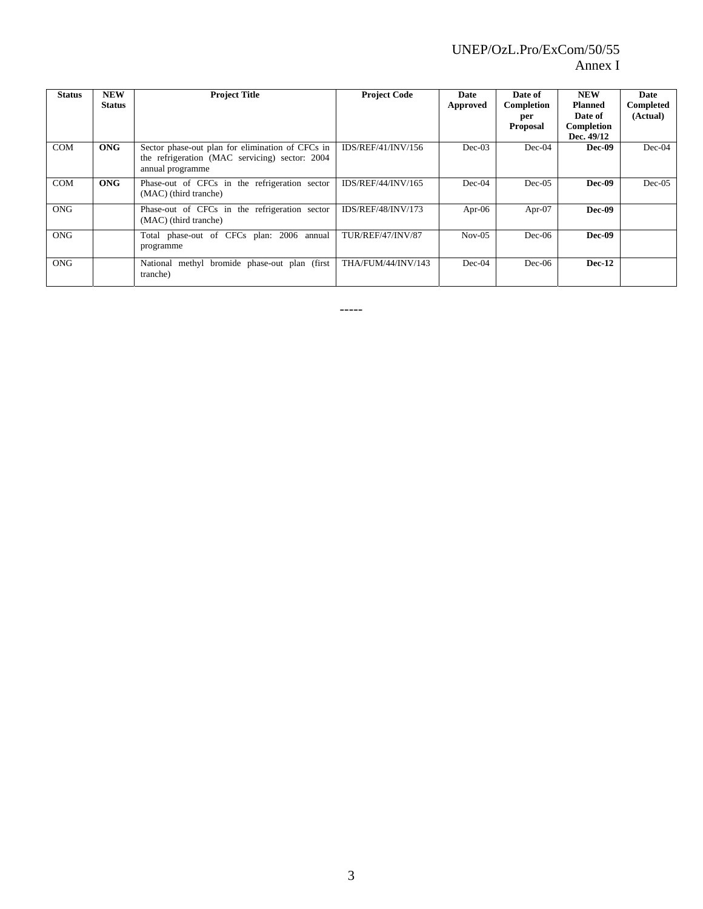| Status | NEW Status | Project Title | Project Code | Date Approved | Date of Completion per Proposal | NEW Planned Date of Completion Dec. 49/12 | Date Completed (Actual) |
|---|---|---|---|---|---|---|---|
| COM | **ONG** | Sector phase-out plan for elimination of CFCs in the refrigeration (MAC servicing) sector: 2004 annual programme | IDS/REF/41/INV/156 | Dec-03 | Dec-04 | **Dec-09** | Dec-04 |
| COM | **ONG** | Phase-out of CFCs in the refrigeration sector (MAC) (third tranche) | IDS/REF/44/INV/165 | Dec-04 | Dec-05 | **Dec-09** | Dec-05 |
| ONG | | Phase-out of CFCs in the refrigeration sector (MAC) (third tranche) | IDS/REF/48/INV/173 | Apr-06 | Apr-07 | **Dec-09** | |
| ONG | | Total phase-out of CFCs plan: 2006 annual programme | TUR/REF/47/INV/87 | Nov-05 | Dec-06 | **Dec-09** | |
| ONG | | National methyl bromide phase-out plan (first tranche) | THA/FUM/44/INV/143 | Dec-04 | Dec-06 | **Dec-12** | |

-----